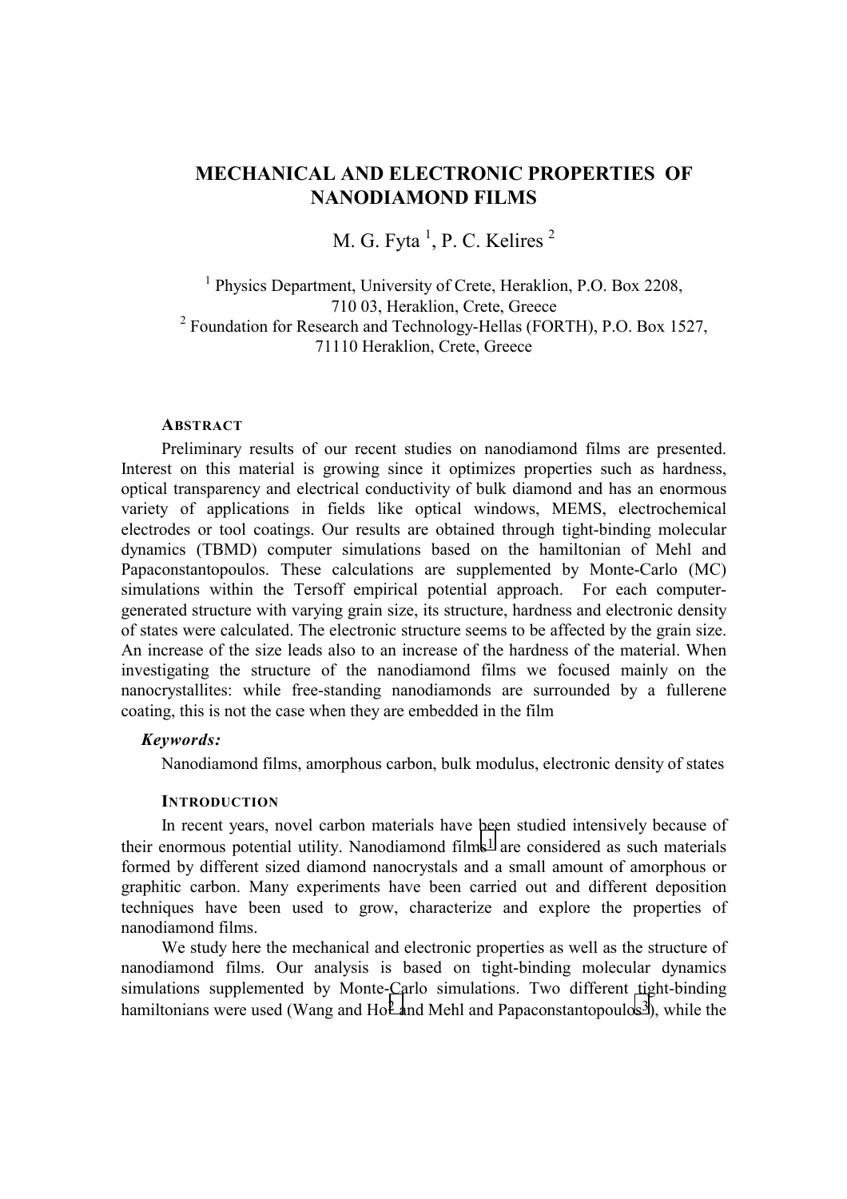# MECHANICAL AND ELECTRONIC PROPERTIES OF NANODIAMOND FILMS

M. G. Fyta [1], P. C. Kelires [2]

[1] Physics Department, University of Crete, Heraklion, P.O. Box 2208, 710 03, Heraklion, Crete, Greece
[2] Foundation for Research and Technology-Hellas (FORTH), P.O. Box 1527, 71110 Heraklion, Crete, Greece

### ABSTRACT

Preliminary results of our recent studies on nanodiamond films are presented. Interest on this material is growing since it optimizes properties such as hardness, optical transparency and electrical conductivity of bulk diamond and has an enormous variety of applications in fields like optical windows, MEMS, electrochemical electrodes or tool coatings. Our results are obtained through tight-binding molecular dynamics (TBMD) computer simulations based on the hamiltonian of Mehl and Papaconstantopoulos. These calculations are supplemented by Monte-Carlo (MC) simulations within the Tersoff empirical potential approach. For each computer-generated structure with varying grain size, its structure, hardness and electronic density of states were calculated. The electronic structure seems to be affected by the grain size. An increase of the size leads also to an increase of the hardness of the material. When investigating the structure of the nanodiamond films we focused mainly on the nanocrystallites: while free-standing nanodiamonds are surrounded by a fullerene coating, this is not the case when they are embedded in the film

***Keywords:***

Nanodiamond films, amorphous carbon, bulk modulus, electronic density of states

### INTRODUCTION

In recent years, novel carbon materials have been studied intensively because of their enormous potential utility. Nanodiamond films[1] are considered as such materials formed by different sized diamond nanocrystals and a small amount of amorphous or graphitic carbon. Many experiments have been carried out and different deposition techniques have been used to grow, characterize and explore the properties of nanodiamond films.

We study here the mechanical and electronic properties as well as the structure of nanodiamond films. Our analysis is based on tight-binding molecular dynamics simulations supplemented by Monte-Carlo simulations. Two different tight-binding hamiltonians were used (Wang and Ho[2] and Mehl and Papaconstantopoulos[3]), while the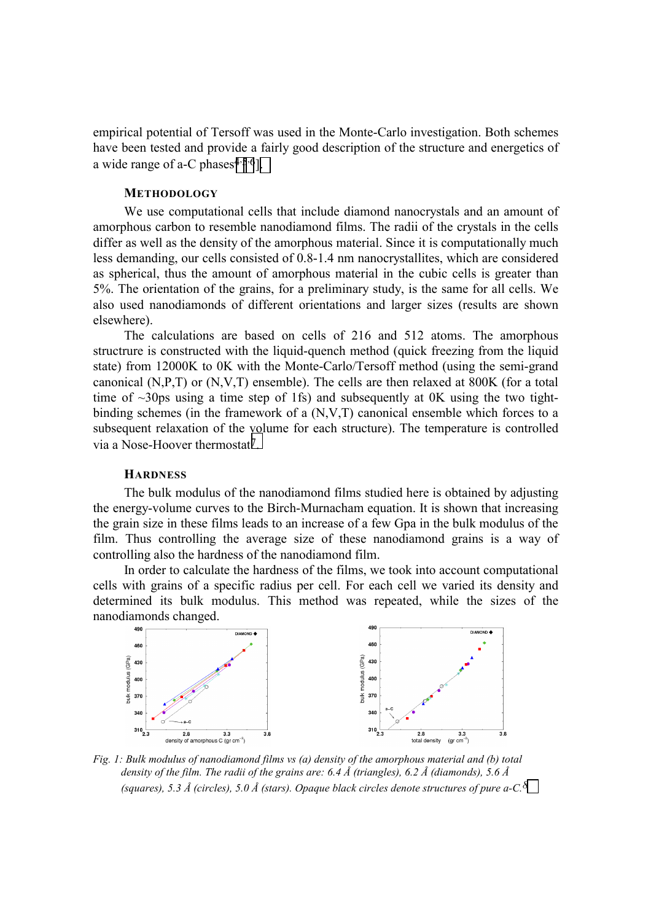empirical potential of Tersoff was used in the Monte-Carlo investigation. Both schemes have been tested and provide a fairly good description of the structure and energetics of a wide range of a-C phases[4,5,6].

## METHODOLOGY

We use computational cells that include diamond nanocrystals and an amount of amorphous carbon to resemble nanodiamond films. The radii of the crystals in the cells differ as well as the density of the amorphous material. Since it is computationally much less demanding, our cells consisted of 0.8-1.4 nm nanocrystallites, which are considered as spherical, thus the amount of amorphous material in the cubic cells is greater than 5%. The orientation of the grains, for a preliminary study, is the same for all cells. We also used nanodiamonds of different orientations and larger sizes (results are shown elsewhere).

The calculations are based on cells of 216 and 512 atoms. The amorphous structrure is constructed with the liquid-quench method (quick freezing from the liquid state) from 12000K to 0K with the Monte-Carlo/Tersoff method (using the semi-grand canonical (N,P,T) or (N,V,T) ensemble). The cells are then relaxed at 800K (for a total time of ~30ps using a time step of 1fs) and subsequently at 0K using the two tight-binding schemes (in the framework of a (N,V,T) canonical ensemble which forces to a subsequent relaxation of the volume for each structure). The temperature is controlled via a Nose-Hoover thermostat[7].

## HARDNESS

The bulk modulus of the nanodiamond films studied here is obtained by adjusting the energy-volume curves to the Birch-Murnacham equation. It is shown that increasing the grain size in these films leads to an increase of a few Gpa in the bulk modulus of the film. Thus controlling the average size of these nanodiamond grains is a way of controlling also the hardness of the nanodiamond film.

In order to calculate the hardness of the films, we took into account computational cells with grains of a specific radius per cell. For each cell we varied its density and determined its bulk modulus. This method was repeated, while the sizes of the nanodiamonds changed.

*Fig. 1: Bulk modulus of nanodiamond films vs (a) density of the amorphous material and (b) total density of the film. The radii of the grains are: 6.4 Å (triangles), 6.2 Å (diamonds), 5.6 Å (squares), 5.3 Å (circles), 5.0 Å (stars). Opaque black circles denote structures of pure a-C.*[8]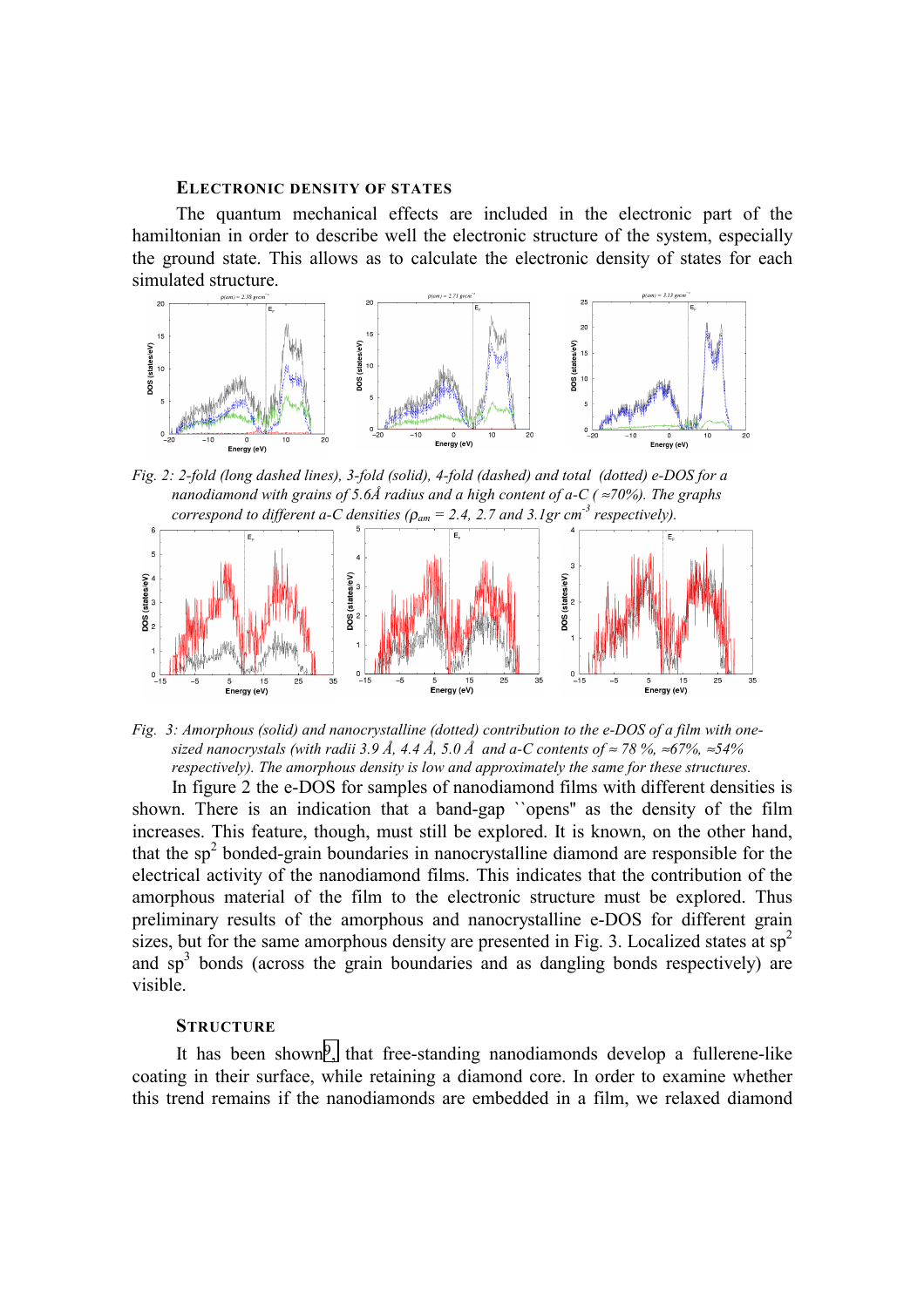### ELECTRONIC DENSITY OF STATES

The quantum mechanical effects are included in the electronic part of the hamiltonian in order to describe well the electronic structure of the system, especially the ground state. This allows as to calculate the electronic density of states for each simulated structure.

*Fig. 2: 2-fold (long dashed lines), 3-fold (solid), 4-fold (dashed) and total (dotted) e-DOS for a nanodiamond with grains of 5.6Å radius and a high content of a-C ( ≈70%). The graphs correspond to different a-C densities ($\rho_{am}$ = 2.4, 2.7 and 3.1gr cm$^{-3}$ respectively).*

*Fig. 3: Amorphous (solid) and nanocrystalline (dotted) contribution to the e-DOS of a film with one-sized nanocrystals (with radii 3.9 Å, 4.4 Å, 5.0 Å and a-C contents of ≈ 78 %, ≈67%, ≈54% respectively). The amorphous density is low and approximately the same for these structures.*

In figure 2 the e-DOS for samples of nanodiamond films with different densities is shown. There is an indication that a band-gap ``opens" as the density of the film increases. This feature, though, must still be explored. It is known, on the other hand, that the sp$^2$ bonded-grain boundaries in nanocrystalline diamond are responsible for the electrical activity of the nanodiamond films. This indicates that the contribution of the amorphous material of the film to the electronic structure must be explored. Thus preliminary results of the amorphous and nanocrystalline e-DOS for different grain sizes, but for the same amorphous density are presented in Fig. 3. Localized states at sp$^2$ and sp$^3$ bonds (across the grain boundaries and as dangling bonds respectively) are visible.

### STRUCTURE

It has been shown[9] that free-standing nanodiamonds develop a fullerene-like coating in their surface, while retaining a diamond core. In order to examine whether this trend remains if the nanodiamonds are embedded in a film, we relaxed diamond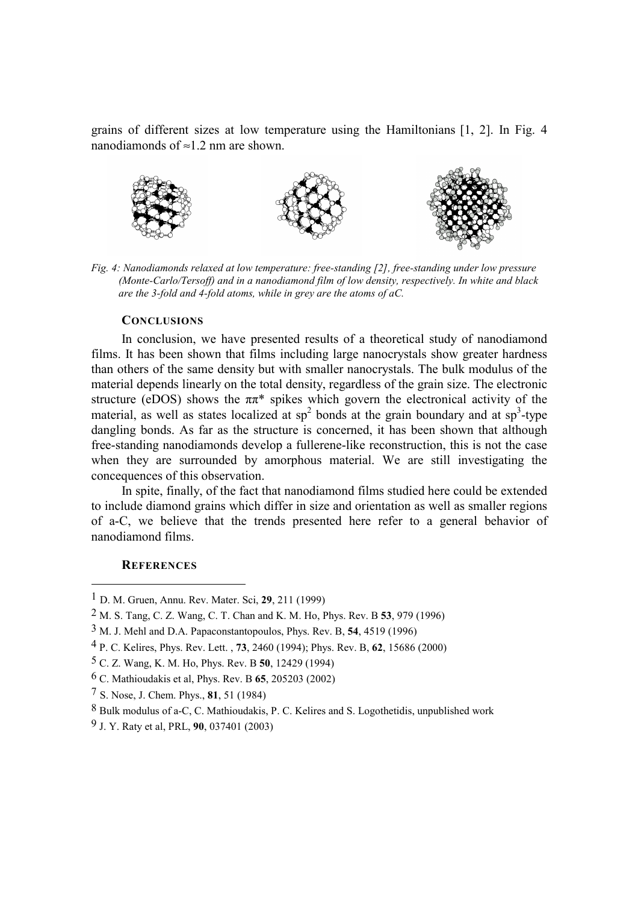grains of different sizes at low temperature using the Hamiltonians [1, 2]. In Fig. 4 nanodiamonds of ≈1.2 nm are shown.

*Fig. 4: Nanodiamonds relaxed at low temperature: free-standing [2], free-standing under low pressure (Monte-Carlo/Tersoff) and in a nanodiamond film of low density, respectively. In white and black are the 3-fold and 4-fold atoms, while in grey are the atoms of aC.*

## CONCLUSIONS

In conclusion, we have presented results of a theoretical study of nanodiamond films. It has been shown that films including large nanocrystals show greater hardness than others of the same density but with smaller nanocrystals. The bulk modulus of the material depends linearly on the total density, regardless of the grain size. The electronic structure (eDOS) shows the $\pi\pi^*$ spikes which govern the electronical activity of the material, as well as states localized at $sp^2$ bonds at the grain boundary and at $sp^3$-type dangling bonds. As far as the structure is concerned, it has been shown that although free-standing nanodiamonds develop a fullerene-like reconstruction, this is not the case when they are surrounded by amorphous material. We are still investigating the concequences of this observation.

In spite, finally, of the fact that nanodiamond films studied here could be extended to include diamond grains which differ in size and orientation as well as smaller regions of a-C, we believe that the trends presented here refer to a general behavior of nanodiamond films.

## REFERENCES

[1] D. M. Gruen, Annu. Rev. Mater. Sci, **29**, 211 (1999)

[2] M. S. Tang, C. Z. Wang, C. T. Chan and K. M. Ho, Phys. Rev. B **53**, 979 (1996)

[3] M. J. Mehl and D.A. Papaconstantopoulos, Phys. Rev. B, **54**, 4519 (1996)

[4] P. C. Kelires, Phys. Rev. Lett. , **73**, 2460 (1994); Phys. Rev. B, **62**, 15686 (2000)

[5] C. Z. Wang, K. M. Ho, Phys. Rev. B **50**, 12429 (1994)

[6] C. Mathioudakis et al, Phys. Rev. B **65**, 205203 (2002)

[7] S. Nose, J. Chem. Phys., **81**, 51 (1984)

[8] Bulk modulus of a-C, C. Mathioudakis, P. C. Kelires and S. Logothetidis, unpublished work

[9] J. Y. Raty et al, PRL, **90**, 037401 (2003)